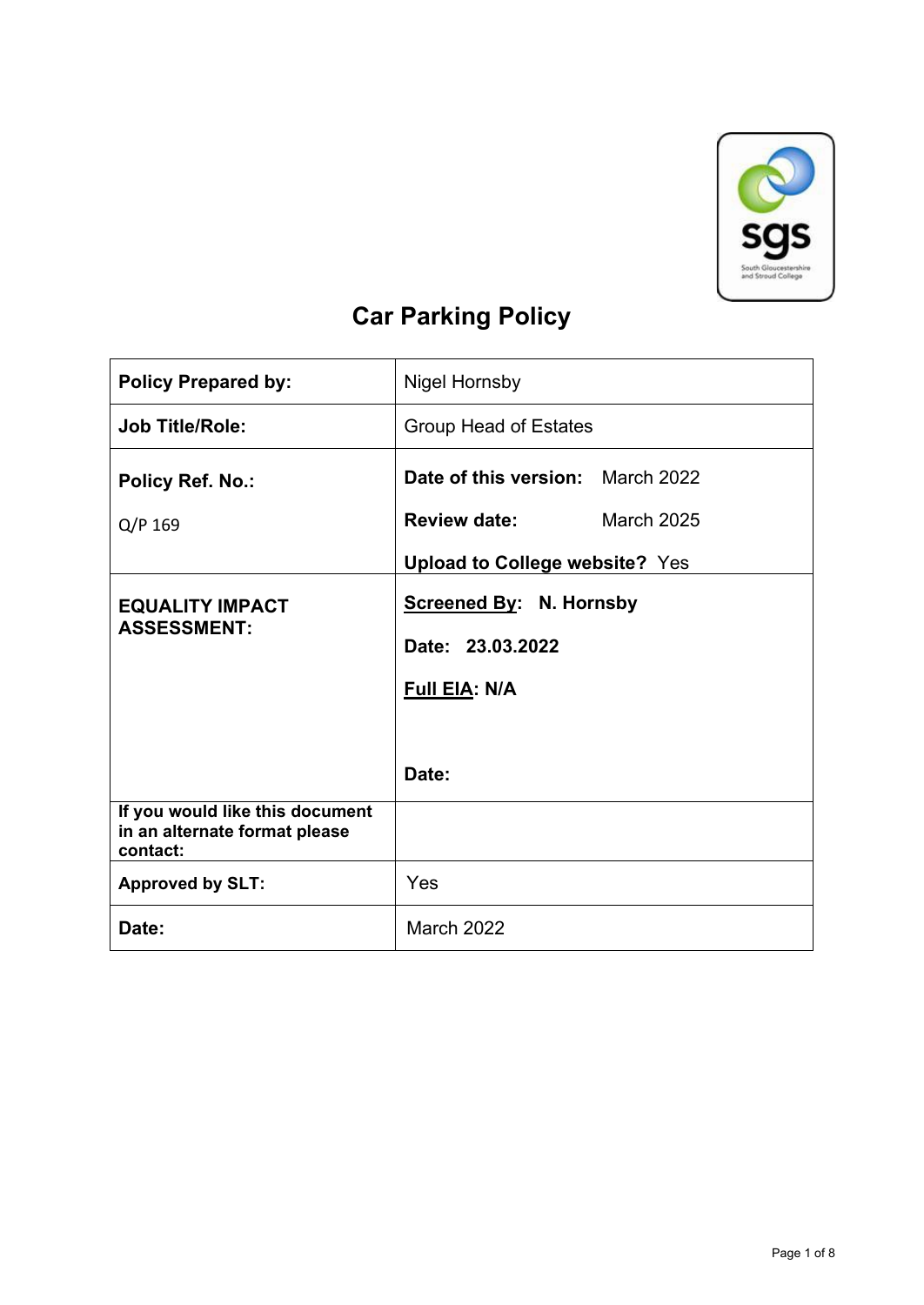# Car Parking Policy

| **Policy Prepared by:** | Nigel Hornsby |
|---|---|
| **Job Title/Role:** | Group Head of Estates |
| **Policy Ref. No.:**<br><br>Q/P 169 | **Date of this version:** March 2022<br><br>**Review date:** March 2025<br><br>**Upload to College website?** Yes |
| **EQUALITY IMPACT ASSESSMENT:** | **Screened By: N. Hornsby**<br><br>**Date: 23.03.2022**<br><br>**Full EIA: N/A**<br><br>**Date:** |
| **If you would like this document in an alternate format please contact:** | |
| **Approved by SLT:** | Yes |
| **Date:** | March 2022 |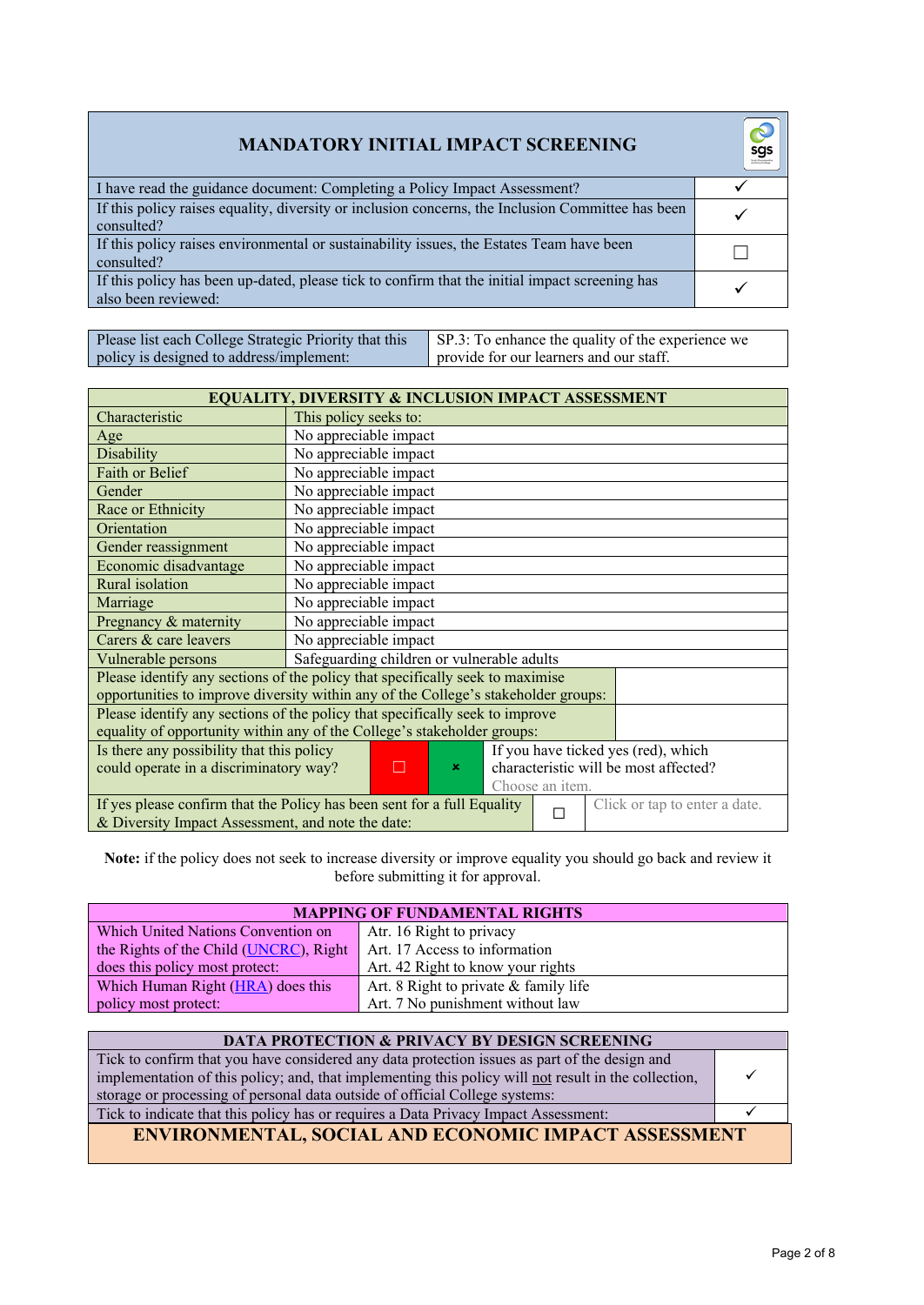| MANDATORY INITIAL IMPACT SCREENING | |
|---|---|
| I have read the guidance document: Completing a Policy Impact Assessment? | ✓ |
| If this policy raises equality, diversity or inclusion concerns, the Inclusion Committee has been consulted? | ✓ |
| If this policy raises environmental or sustainability issues, the Estates Team have been consulted? | ☐ |
| If this policy has been up-dated, please tick to confirm that the initial impact screening has also been reviewed: | ✓ |

| Please list each College Strategic Priority that this policy is designed to address/implement: | SP.3: To enhance the quality of the experience we provide for our learners and our staff. |
|---|---|

| EQUALITY, DIVERSITY & INCLUSION IMPACT ASSESSMENT | |
|---|---|
| Characteristic | This policy seeks to: |
| Age | No appreciable impact |
| Disability | No appreciable impact |
| Faith or Belief | No appreciable impact |
| Gender | No appreciable impact |
| Race or Ethnicity | No appreciable impact |
| Orientation | No appreciable impact |
| Gender reassignment | No appreciable impact |
| Economic disadvantage | No appreciable impact |
| Rural isolation | No appreciable impact |
| Marriage | No appreciable impact |
| Pregnancy & maternity | No appreciable impact |
| Carers & care leavers | No appreciable impact |
| Vulnerable persons | Safeguarding children or vulnerable adults |

| | |
|---|---|
| Please identify any sections of the policy that specifically seek to maximise opportunities to improve diversity within any of the College's stakeholder groups: | |
| Please identify any sections of the policy that specifically seek to improve equality of opportunity within any of the College's stakeholder groups: | |

| | | | |
|---|---|---|---|
| Is there any possibility that this policy could operate in a discriminatory way? | ☐ | × | If you have ticked yes (red), which characteristic will be most affected? Choose an item. |
| If yes please confirm that the Policy has been sent for a full Equality & Diversity Impact Assessment, and note the date: | ☐ | | Click or tap to enter a date. |

**Note:** if the policy does not seek to increase diversity or improve equality you should go back and review it before submitting it for approval.

| MAPPING OF FUNDAMENTAL RIGHTS | |
|---|---|
| Which United Nations Convention on the Rights of the Child (UNCRC), Right does this policy most protect: | Atr. 16 Right to privacy<br>Art. 17 Access to information<br>Art. 42 Right to know your rights |
| Which Human Right (HRA) does this policy most protect: | Art. 8 Right to private & family life<br>Art. 7 No punishment without law |

| DATA PROTECTION & PRIVACY BY DESIGN SCREENING | |
|---|---|
| Tick to confirm that you have considered any data protection issues as part of the design and implementation of this policy; and, that implementing this policy will not result in the collection, storage or processing of personal data outside of official College systems: | ✓ |
| Tick to indicate that this policy has or requires a Data Privacy Impact Assessment: | ✓ |

| ENVIRONMENTAL, SOCIAL AND ECONOMIC IMPACT ASSESSMENT |
|---|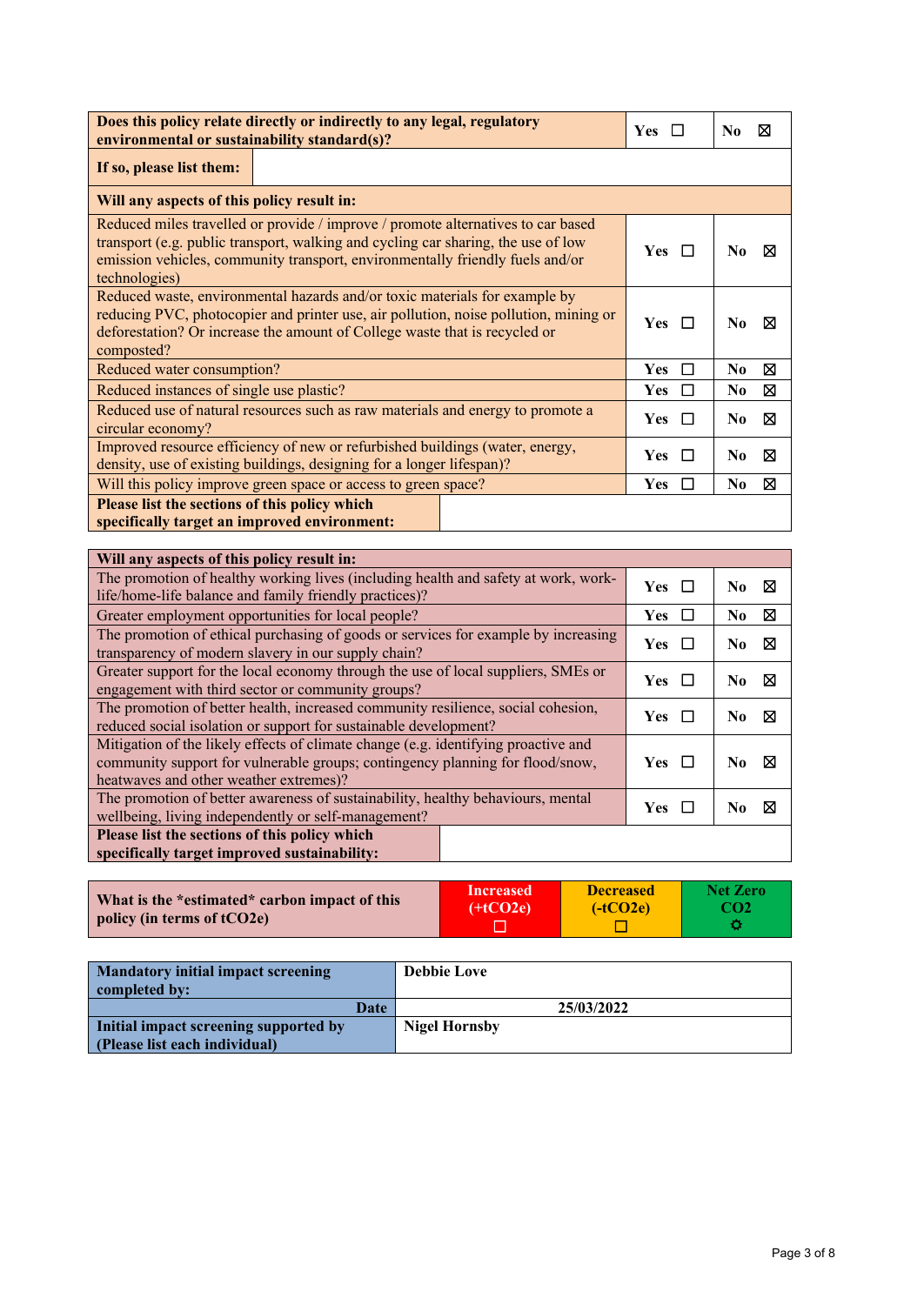| **Does this policy relate directly or indirectly to any legal, regulatory environmental or sustainability standard(s)?** | **Yes** ☐ | **No** ☒ |
|---|---|---|
| **If so, please list them:** | | |

| **Will any aspects of this policy result in:** | | |
|---|---|---|
| Reduced miles travelled or provide / improve / promote alternatives to car based transport (e.g. public transport, walking and cycling car sharing, the use of low emission vehicles, community transport, environmentally friendly fuels and/or technologies) | **Yes** ☐ | **No** ☒ |
| Reduced waste, environmental hazards and/or toxic materials for example by reducing PVC, photocopier and printer use, air pollution, noise pollution, mining or deforestation? Or increase the amount of College waste that is recycled or composted? | **Yes** ☐ | **No** ☒ |
| Reduced water consumption? | **Yes** ☐ | **No** ☒ |
| Reduced instances of single use plastic? | **Yes** ☐ | **No** ☒ |
| Reduced use of natural resources such as raw materials and energy to promote a circular economy? | **Yes** ☐ | **No** ☒ |
| Improved resource efficiency of new or refurbished buildings (water, energy, density, use of existing buildings, designing for a longer lifespan)? | **Yes** ☐ | **No** ☒ |
| Will this policy improve green space or access to green space? | **Yes** ☐ | **No** ☒ |
| **Please list the sections of this policy which specifically target an improved environment:** | | |

| **Will any aspects of this policy result in:** | | |
|---|---|---|
| The promotion of healthy working lives (including health and safety at work, work-life/home-life balance and family friendly practices)? | **Yes** ☐ | **No** ☒ |
| Greater employment opportunities for local people? | **Yes** ☐ | **No** ☒ |
| The promotion of ethical purchasing of goods or services for example by increasing transparency of modern slavery in our supply chain? | **Yes** ☐ | **No** ☒ |
| Greater support for the local economy through the use of local suppliers, SMEs or engagement with third sector or community groups? | **Yes** ☐ | **No** ☒ |
| The promotion of better health, increased community resilience, social cohesion, reduced social isolation or support for sustainable development? | **Yes** ☐ | **No** ☒ |
| Mitigation of the likely effects of climate change (e.g. identifying proactive and community support for vulnerable groups; contingency planning for flood/snow, heatwaves and other weather extremes)? | **Yes** ☐ | **No** ☒ |
| The promotion of better awareness of sustainability, healthy behaviours, mental wellbeing, living independently or self-management? | **Yes** ☐ | **No** ☒ |
| **Please list the sections of this policy which specifically target improved sustainability:** | | |

| **What is the \*estimated\* carbon impact of this policy (in terms of tCO2e)** | **Increased (+tCO2e)** ☐ | **Decreased (-tCO2e)** ☐ | **Net Zero CO2** ☼ |
|---|---|---|---|

| **Mandatory initial impact screening completed by:** | **Debbie Love** |
|---|---|
| **Date** | **25/03/2022** |
| **Initial impact screening supported by (Please list each individual)** | **Nigel Hornsby** |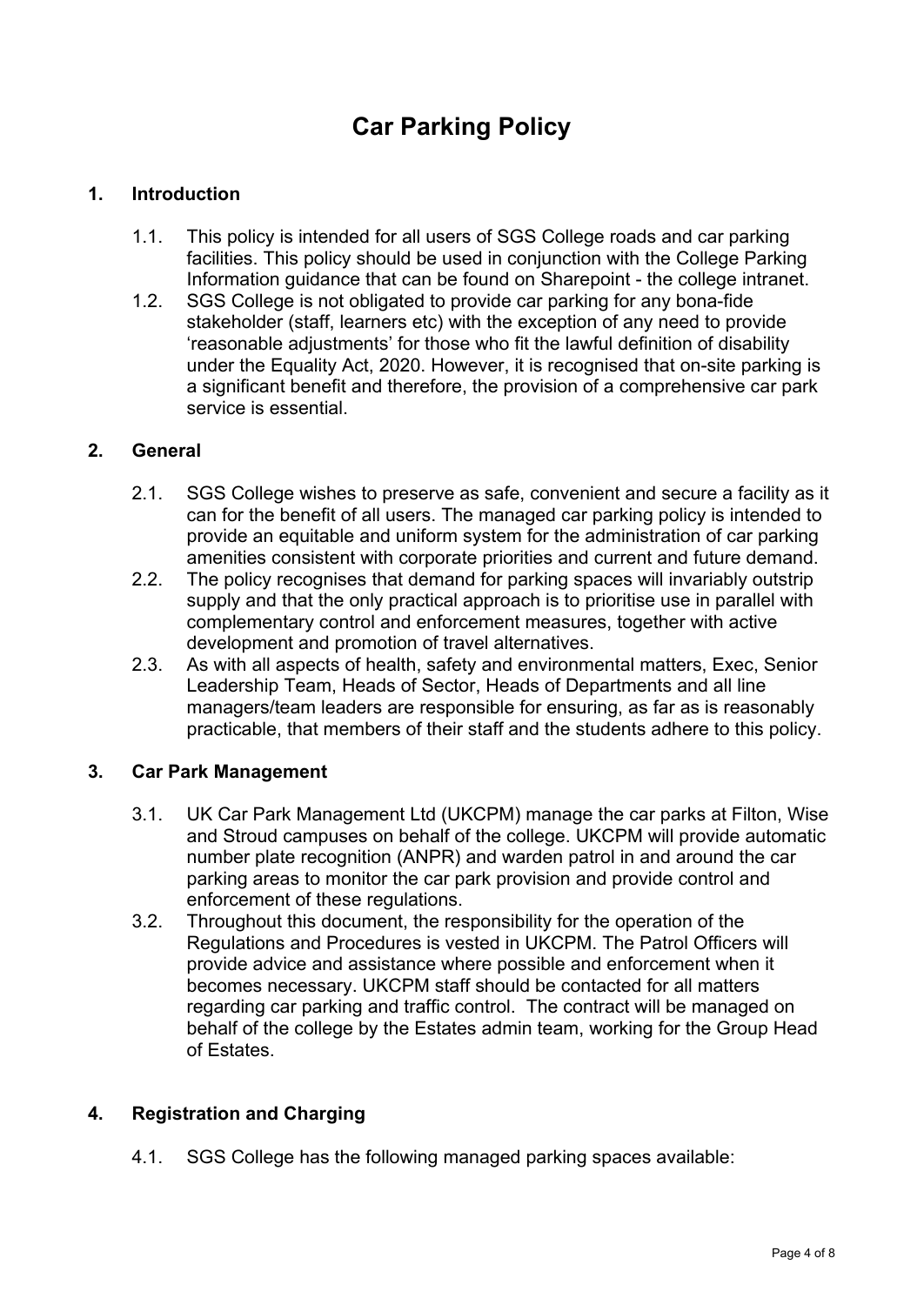# Car Parking Policy

## 1. Introduction

1.1. This policy is intended for all users of SGS College roads and car parking facilities. This policy should be used in conjunction with the College Parking Information guidance that can be found on Sharepoint - the college intranet.

1.2. SGS College is not obligated to provide car parking for any bona-fide stakeholder (staff, learners etc) with the exception of any need to provide 'reasonable adjustments' for those who fit the lawful definition of disability under the Equality Act, 2020. However, it is recognised that on-site parking is a significant benefit and therefore, the provision of a comprehensive car park service is essential.

## 2. General

2.1. SGS College wishes to preserve as safe, convenient and secure a facility as it can for the benefit of all users. The managed car parking policy is intended to provide an equitable and uniform system for the administration of car parking amenities consistent with corporate priorities and current and future demand.

2.2. The policy recognises that demand for parking spaces will invariably outstrip supply and that the only practical approach is to prioritise use in parallel with complementary control and enforcement measures, together with active development and promotion of travel alternatives.

2.3. As with all aspects of health, safety and environmental matters, Exec, Senior Leadership Team, Heads of Sector, Heads of Departments and all line managers/team leaders are responsible for ensuring, as far as is reasonably practicable, that members of their staff and the students adhere to this policy.

## 3. Car Park Management

3.1. UK Car Park Management Ltd (UKCPM) manage the car parks at Filton, Wise and Stroud campuses on behalf of the college. UKCPM will provide automatic number plate recognition (ANPR) and warden patrol in and around the car parking areas to monitor the car park provision and provide control and enforcement of these regulations.

3.2. Throughout this document, the responsibility for the operation of the Regulations and Procedures is vested in UKCPM. The Patrol Officers will provide advice and assistance where possible and enforcement when it becomes necessary. UKCPM staff should be contacted for all matters regarding car parking and traffic control. The contract will be managed on behalf of the college by the Estates admin team, working for the Group Head of Estates.

## 4. Registration and Charging

4.1. SGS College has the following managed parking spaces available: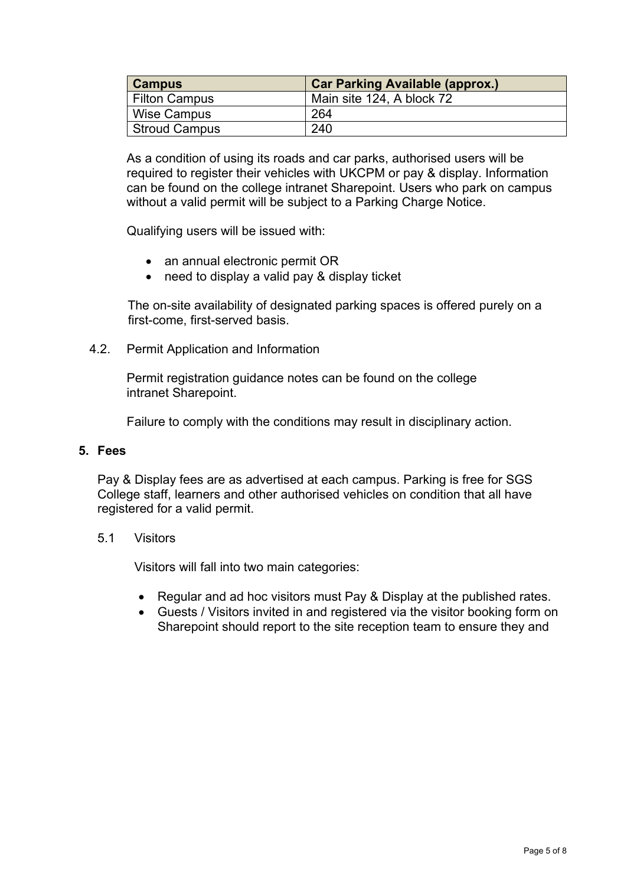| Campus | Car Parking Available (approx.) |
| --- | --- |
| Filton Campus | Main site 124, A block 72 |
| Wise Campus | 264 |
| Stroud Campus | 240 |

As a condition of using its roads and car parks, authorised users will be required to register their vehicles with UKCPM or pay & display. Information can be found on the college intranet Sharepoint. Users who park on campus without a valid permit will be subject to a Parking Charge Notice.

Qualifying users will be issued with:

- an annual electronic permit OR
- need to display a valid pay & display ticket

The on-site availability of designated parking spaces is offered purely on a first-come, first-served basis.

4.2. Permit Application and Information

Permit registration guidance notes can be found on the college intranet Sharepoint.

Failure to comply with the conditions may result in disciplinary action.

## 5. Fees

Pay & Display fees are as advertised at each campus. Parking is free for SGS College staff, learners and other authorised vehicles on condition that all have registered for a valid permit.

5.1 Visitors

Visitors will fall into two main categories:

- Regular and ad hoc visitors must Pay & Display at the published rates.
- Guests / Visitors invited in and registered via the visitor booking form on Sharepoint should report to the site reception team to ensure they and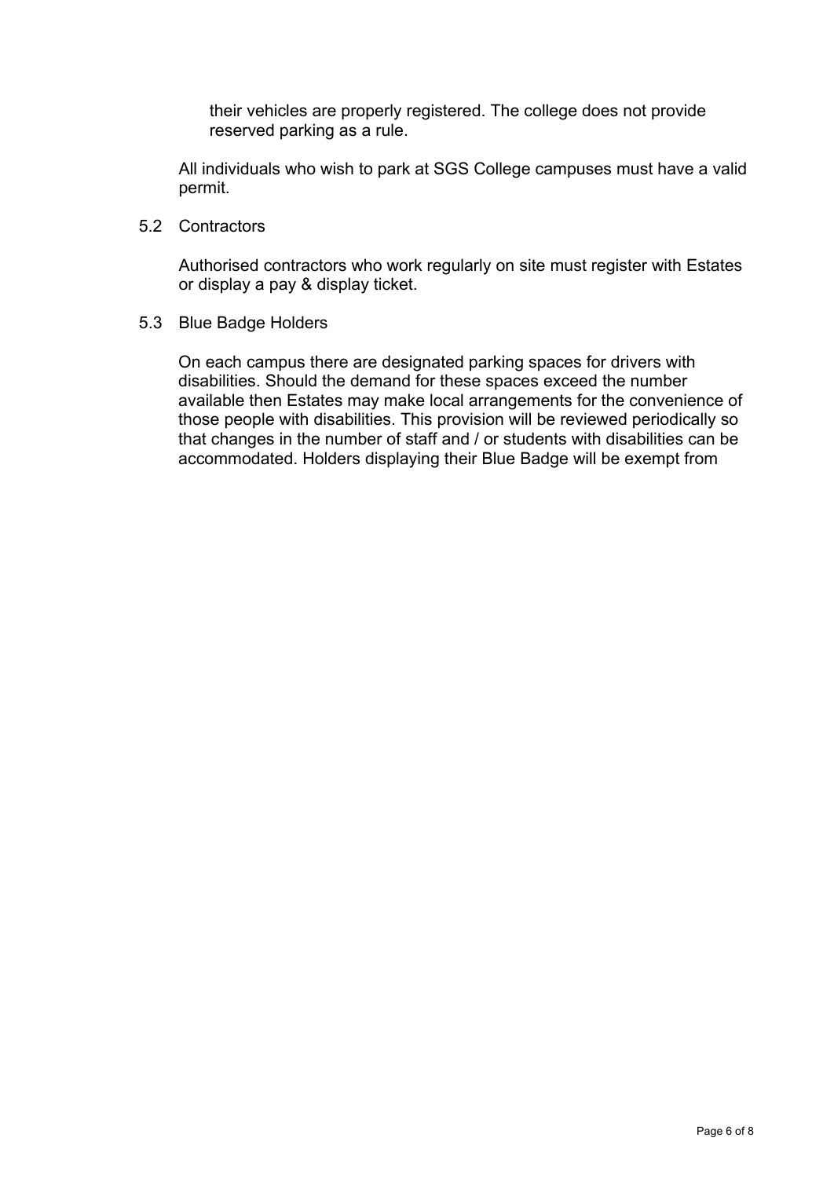their vehicles are properly registered. The college does not provide reserved parking as a rule.

All individuals who wish to park at SGS College campuses must have a valid permit.

5.2 Contractors

Authorised contractors who work regularly on site must register with Estates or display a pay & display ticket.

5.3 Blue Badge Holders

On each campus there are designated parking spaces for drivers with disabilities. Should the demand for these spaces exceed the number available then Estates may make local arrangements for the convenience of those people with disabilities. This provision will be reviewed periodically so that changes in the number of staff and / or students with disabilities can be accommodated. Holders displaying their Blue Badge will be exempt from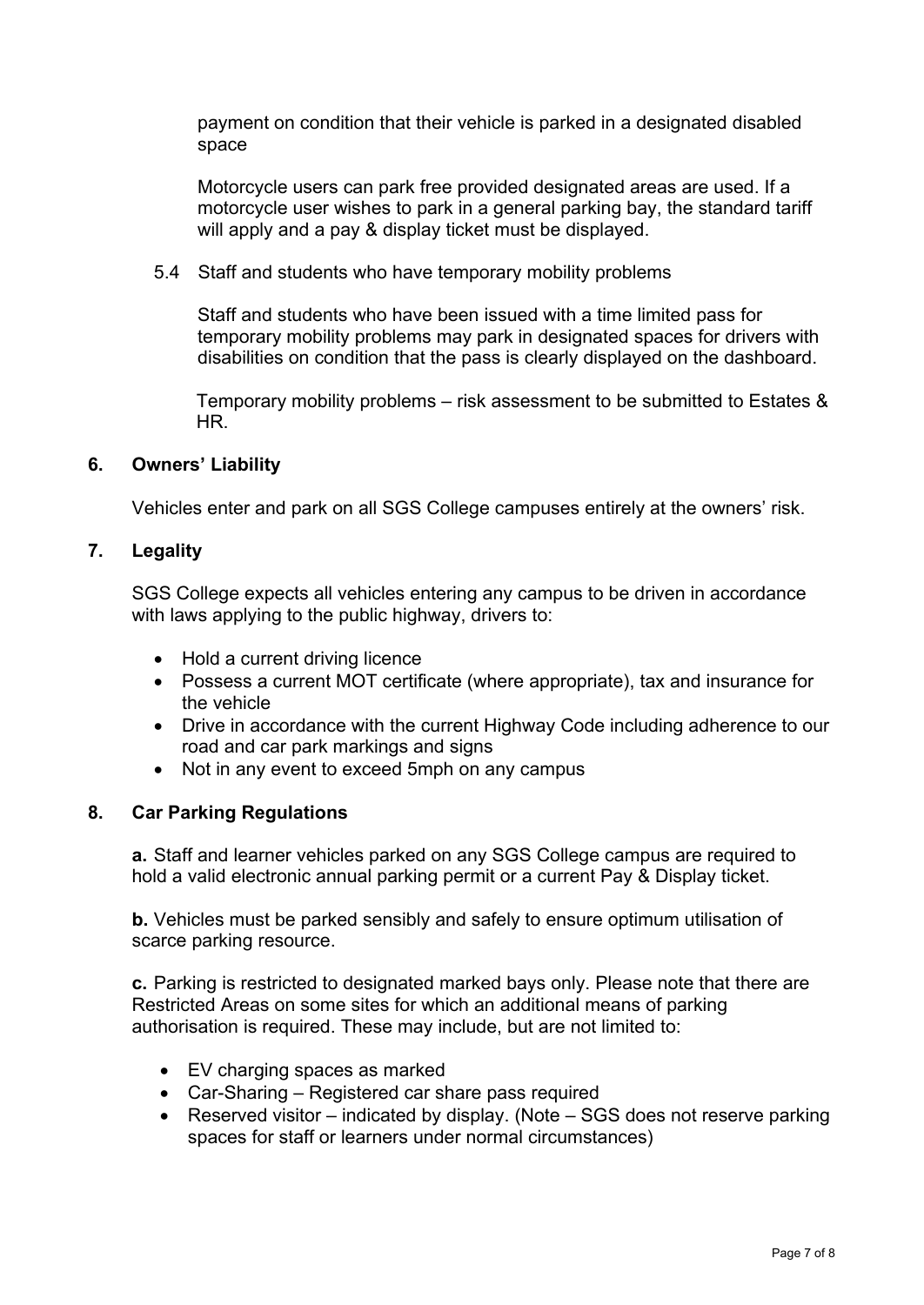payment on condition that their vehicle is parked in a designated disabled space

Motorcycle users can park free provided designated areas are used. If a motorcycle user wishes to park in a general parking bay, the standard tariff will apply and a pay & display ticket must be displayed.

5.4 Staff and students who have temporary mobility problems

Staff and students who have been issued with a time limited pass for temporary mobility problems may park in designated spaces for drivers with disabilities on condition that the pass is clearly displayed on the dashboard.

Temporary mobility problems – risk assessment to be submitted to Estates & HR.

## 6. Owners' Liability

Vehicles enter and park on all SGS College campuses entirely at the owners' risk.

## 7. Legality

SGS College expects all vehicles entering any campus to be driven in accordance with laws applying to the public highway, drivers to:

- Hold a current driving licence
- Possess a current MOT certificate (where appropriate), tax and insurance for the vehicle
- Drive in accordance with the current Highway Code including adherence to our road and car park markings and signs
- Not in any event to exceed 5mph on any campus

## 8. Car Parking Regulations

**a.** Staff and learner vehicles parked on any SGS College campus are required to hold a valid electronic annual parking permit or a current Pay & Display ticket.

**b.** Vehicles must be parked sensibly and safely to ensure optimum utilisation of scarce parking resource.

**c.** Parking is restricted to designated marked bays only. Please note that there are Restricted Areas on some sites for which an additional means of parking authorisation is required. These may include, but are not limited to:

- EV charging spaces as marked
- Car-Sharing – Registered car share pass required
- Reserved visitor – indicated by display. (Note – SGS does not reserve parking spaces for staff or learners under normal circumstances)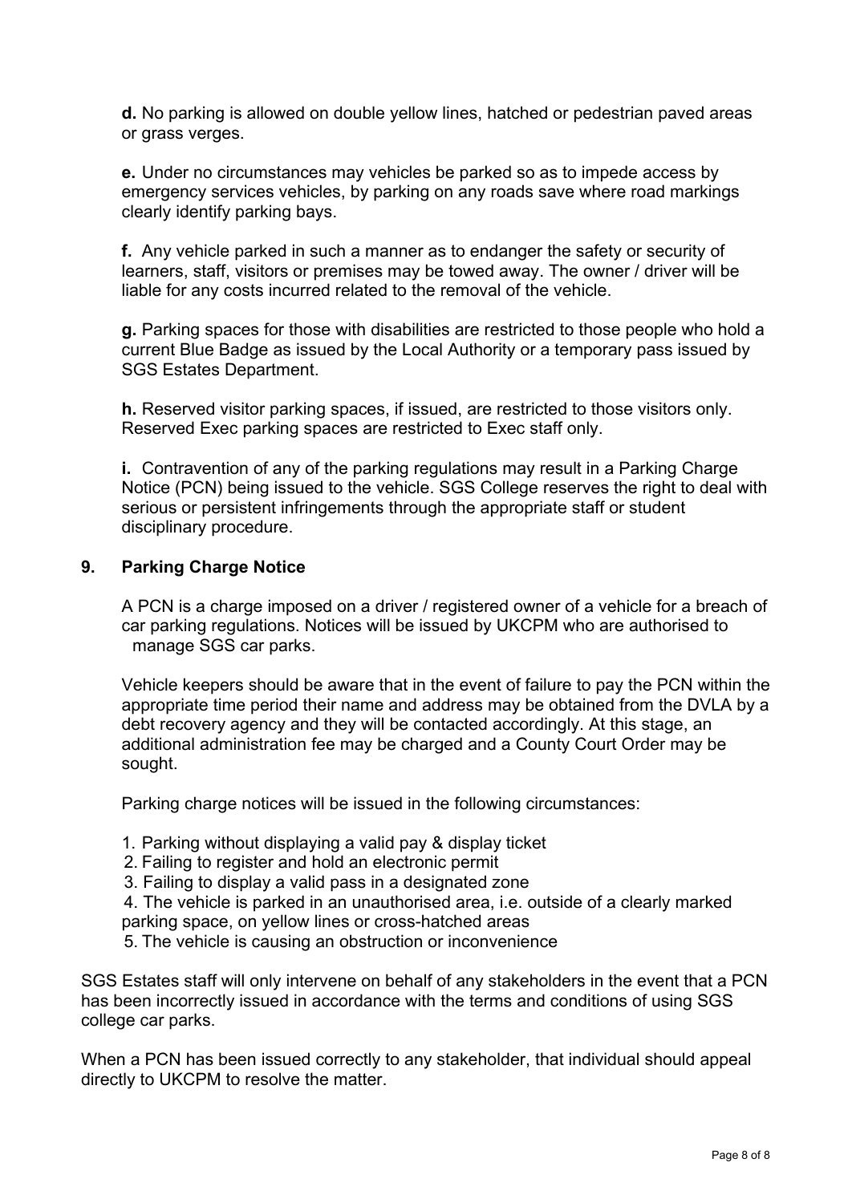**d.** No parking is allowed on double yellow lines, hatched or pedestrian paved areas or grass verges.

**e.** Under no circumstances may vehicles be parked so as to impede access by emergency services vehicles, by parking on any roads save where road markings clearly identify parking bays.

**f.** Any vehicle parked in such a manner as to endanger the safety or security of learners, staff, visitors or premises may be towed away. The owner / driver will be liable for any costs incurred related to the removal of the vehicle.

**g.** Parking spaces for those with disabilities are restricted to those people who hold a current Blue Badge as issued by the Local Authority or a temporary pass issued by SGS Estates Department.

**h.** Reserved visitor parking spaces, if issued, are restricted to those visitors only. Reserved Exec parking spaces are restricted to Exec staff only.

**i.** Contravention of any of the parking regulations may result in a Parking Charge Notice (PCN) being issued to the vehicle. SGS College reserves the right to deal with serious or persistent infringements through the appropriate staff or student disciplinary procedure.

## 9. Parking Charge Notice

A PCN is a charge imposed on a driver / registered owner of a vehicle for a breach of car parking regulations. Notices will be issued by UKCPM who are authorised to manage SGS car parks.

Vehicle keepers should be aware that in the event of failure to pay the PCN within the appropriate time period their name and address may be obtained from the DVLA by a debt recovery agency and they will be contacted accordingly. At this stage, an additional administration fee may be charged and a County Court Order may be sought.

Parking charge notices will be issued in the following circumstances:

1. Parking without displaying a valid pay & display ticket
2. Failing to register and hold an electronic permit
3. Failing to display a valid pass in a designated zone
4. The vehicle is parked in an unauthorised area, i.e. outside of a clearly marked parking space, on yellow lines or cross-hatched areas
5. The vehicle is causing an obstruction or inconvenience

SGS Estates staff will only intervene on behalf of any stakeholders in the event that a PCN has been incorrectly issued in accordance with the terms and conditions of using SGS college car parks.

When a PCN has been issued correctly to any stakeholder, that individual should appeal directly to UKCPM to resolve the matter.